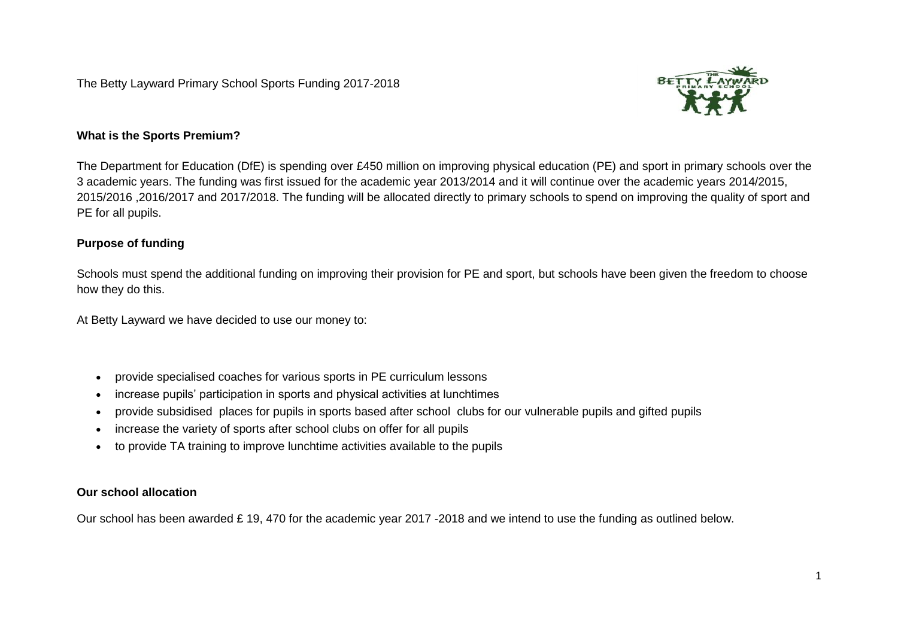The Betty Layward Primary School Sports Funding 2017-2018

### What is the Sports Premium?

The Department for Education (DfE) is spending over £450 million on improving physical education (PE) and sport in primary schools over the 3 academic years. The funding was first issued for the academic year 2013/2014 and it will continue over the academic years 2014/2015, 2015/2016 ,2016/2017 and 2017/2018. The funding will be allocated directly to primary schools to spend on improving the quality of sport and PE for all pupils.

### Purpose of funding

Schools must spend the additional funding on improving their provision for PE and sport, but schools have been given the freedom to choose how they do this.

At Betty Layward we have decided to use our money to:

- provide specialised coaches for various sports in PE curriculum lessons
- increase pupils' participation in sports and physical activities at lunchtimes
- provide subsidised places for pupils in sports based after school clubs for our vulnerable pupils and gifted pupils
- increase the variety of sports after school clubs on offer for all pupils
- to provide TA training to improve lunchtime activities available to the pupils

### Our school allocation

Our school has been awarded £ 19, 470 for the academic year 2017 -2018 and we intend to use the funding as outlined below.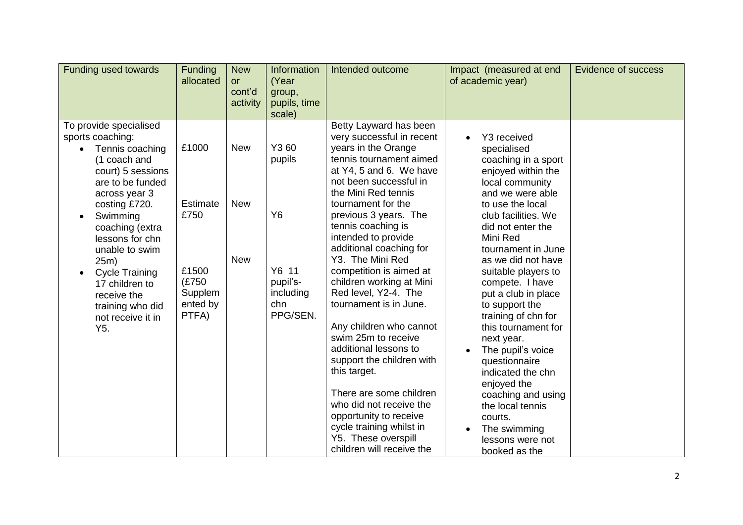| Funding used towards | Funding allocated | New or cont'd activity | Information (Year group, pupils, time scale) | Intended outcome | Impact (measured at end of academic year) | Evidence of success |
|---|---|---|---|---|---|---|
| To provide specialised sports coaching:<br>• Tennis coaching (1 coach and court) 5 sessions are to be funded across year 3 costing £720.<br>• Swimming coaching (extra lessons for chn unable to swim 25m)<br>• Cycle Training 17 children to receive the training who did not receive it in Y5. | £1000<br><br>Estimate £750<br><br>£1500 (£750 Supplemented by PTFA) | New<br><br>New<br><br>New | Y3 60 pupils<br><br>Y6<br><br>Y6 11 pupil's- including chn PPG/SEN. | Betty Layward has been very successful in recent years in the Orange tennis tournament aimed at Y4, 5 and 6. We have not been successful in the Mini Red tennis tournament for the previous 3 years. The tennis coaching is intended to provide additional coaching for Y3. The Mini Red competition is aimed at children working at Mini Red level, Y2-4. The tournament is in June.<br><br>Any children who cannot swim 25m to receive additional lessons to support the children with this target.<br><br>There are some children who did not receive the opportunity to receive cycle training whilst in Y5. These overspill children will receive the | • Y3 received specialised coaching in a sport enjoyed within the local community and we were able to use the local club facilities. We did not enter the Mini Red tournament in June as we did not have suitable players to compete. I have put a club in place to support the training of chn for this tournament for next year.<br>• The pupil's voice questionnaire indicated the chn enjoyed the coaching and using the local tennis courts.<br>• The swimming lessons were not booked as the | |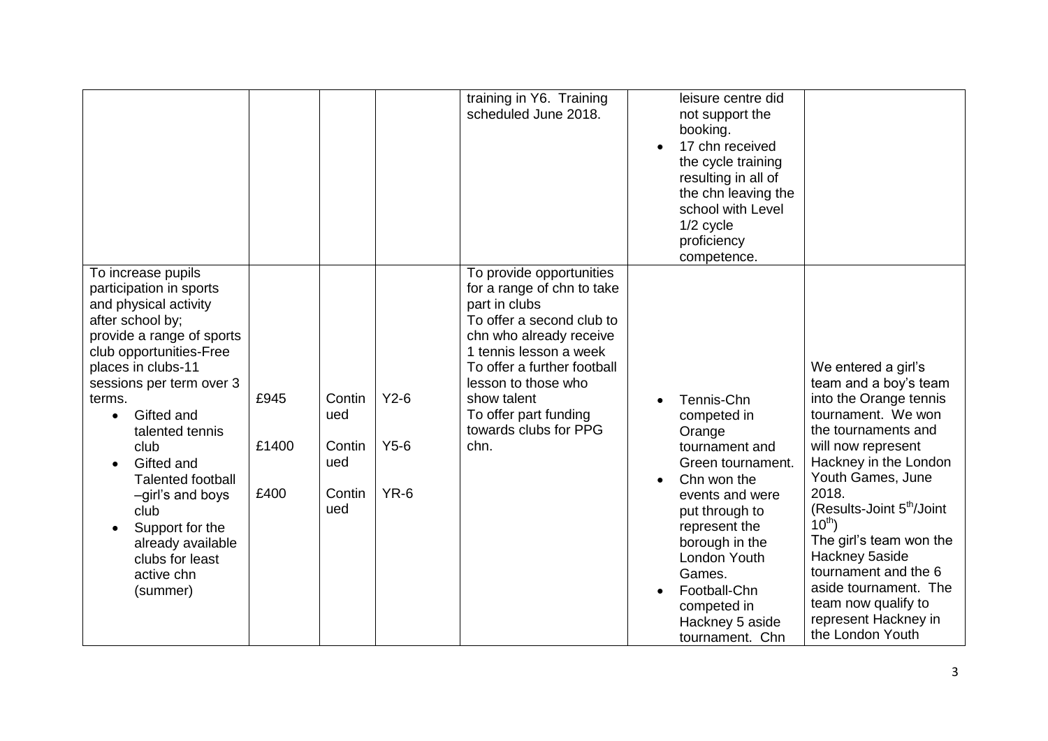| | | | | | | |
|---|---|---|---|---|---|---|
| | | | | training in Y6. Training scheduled June 2018. | leisure centre did not support the booking.<br>• 17 chn received the cycle training resulting in all of the chn leaving the school with Level 1/2 cycle proficiency competence. | |
| To increase pupils participation in sports and physical activity after school by; provide a range of sports club opportunities-Free places in clubs-11 sessions per term over 3 terms.<br>• Gifted and talented tennis club<br>• Gifted and Talented football –girl's and boys club<br>• Support for the already available clubs for least active chn (summer) | £945<br><br>£1400<br><br>£400 | Continued<br><br>Continued<br><br>Continued | Y2-6<br><br>Y5-6<br><br>YR-6 | To provide opportunities for a range of chn to take part in clubs<br>To offer a second club to chn who already receive 1 tennis lesson a week<br>To offer a further football lesson to those who show talent<br>To offer part funding towards clubs for PPG chn. | • Tennis-Chn competed in Orange tournament and Green tournament.<br>• Chn won the events and were put through to represent the borough in the London Youth Games.<br>• Football-Chn competed in Hackney 5 aside tournament. Chn | We entered a girl's team and a boy's team into the Orange tennis tournament. We won the tournaments and will now represent Hackney in the London Youth Games, June 2018.<br>(Results-Joint 5th/Joint 10th)<br>The girl's team won the Hackney 5aside tournament and the 6 aside tournament. The team now qualify to represent Hackney in the London Youth |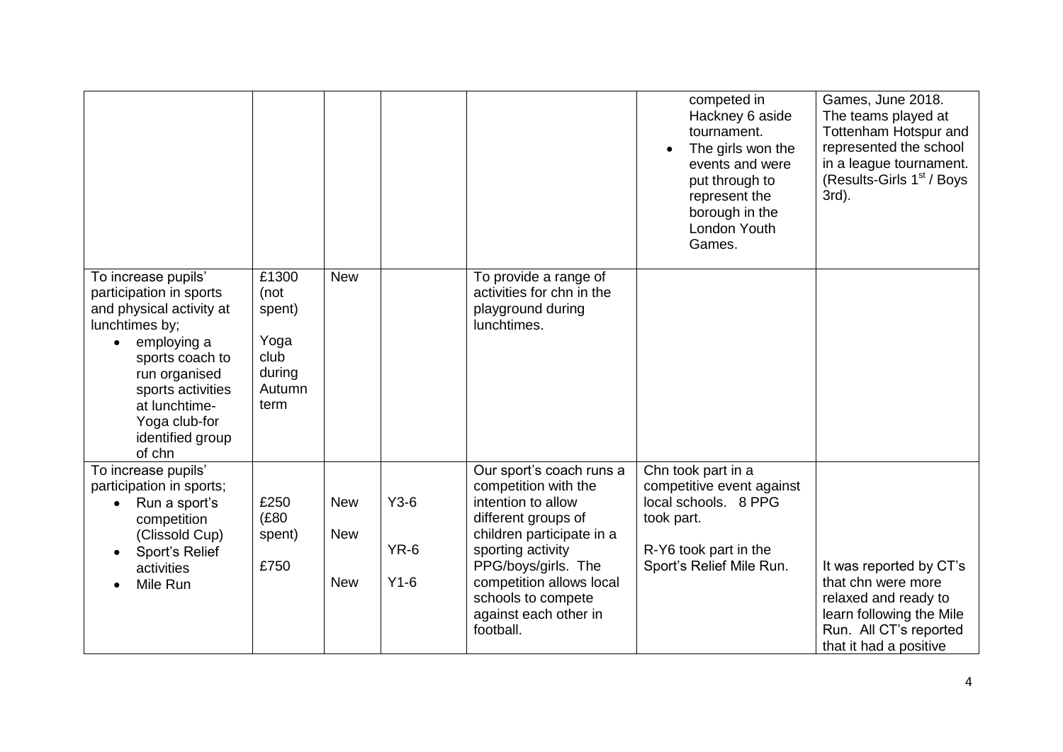| | | | | | | |
|---|---|---|---|---|---|---|
| | | | | | competed in Hackney 6 aside tournament.<br>• The girls won the events and were put through to represent the borough in the London Youth Games. | Games, June 2018. The teams played at Tottenham Hotspur and represented the school in a league tournament. (Results-Girls 1st / Boys 3rd). |
| To increase pupils' participation in sports and physical activity at lunchtimes by;<br>• employing a sports coach to run organised sports activities at lunchtime- Yoga club-for identified group of chn | £1300 (not spent)<br><br>Yoga club during Autumn term | New | | To provide a range of activities for chn in the playground during lunchtimes. | | |
| To increase pupils' participation in sports;<br>• Run a sport's competition (Clissold Cup)<br>• Sport's Relief activities<br>• Mile Run | £250 (£80 spent)<br><br>£750 | New<br><br>New<br><br>New | Y3-6<br><br>YR-6<br><br>Y1-6 | Our sport's coach runs a competition with the intention to allow different groups of children participate in a sporting activity PPG/boys/girls. The competition allows local schools to compete against each other in football. | Chn took part in a competitive event against local schools. 8 PPG took part.<br><br>R-Y6 took part in the Sport's Relief Mile Run. | It was reported by CT's that chn were more relaxed and ready to learn following the Mile Run. All CT's reported that it had a positive |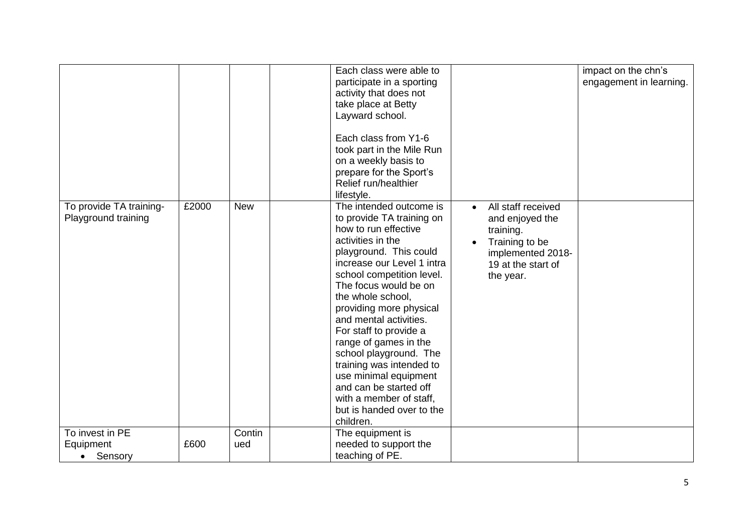| | | | | | | |
|---|---|---|---|---|---|---|
| | | | | Each class were able to participate in a sporting activity that does not take place at Betty Layward school.<br><br>Each class from Y1-6 took part in the Mile Run on a weekly basis to prepare for the Sport's Relief run/healthier lifestyle. | | impact on the chn's engagement in learning. |
| To provide TA training- Playground training | £2000 | New | | The intended outcome is to provide TA training on how to run effective activities in the playground. This could increase our Level 1 intra school competition level. The focus would be on the whole school, providing more physical and mental activities. For staff to provide a range of games in the school playground. The training was intended to use minimal equipment and can be started off with a member of staff, but is handed over to the children. | • All staff received and enjoyed the training.<br>• Training to be implemented 2018-19 at the start of the year. | |
| To invest in PE Equipment<br>• Sensory | £600 | Continued | | The equipment is needed to support the teaching of PE. | | |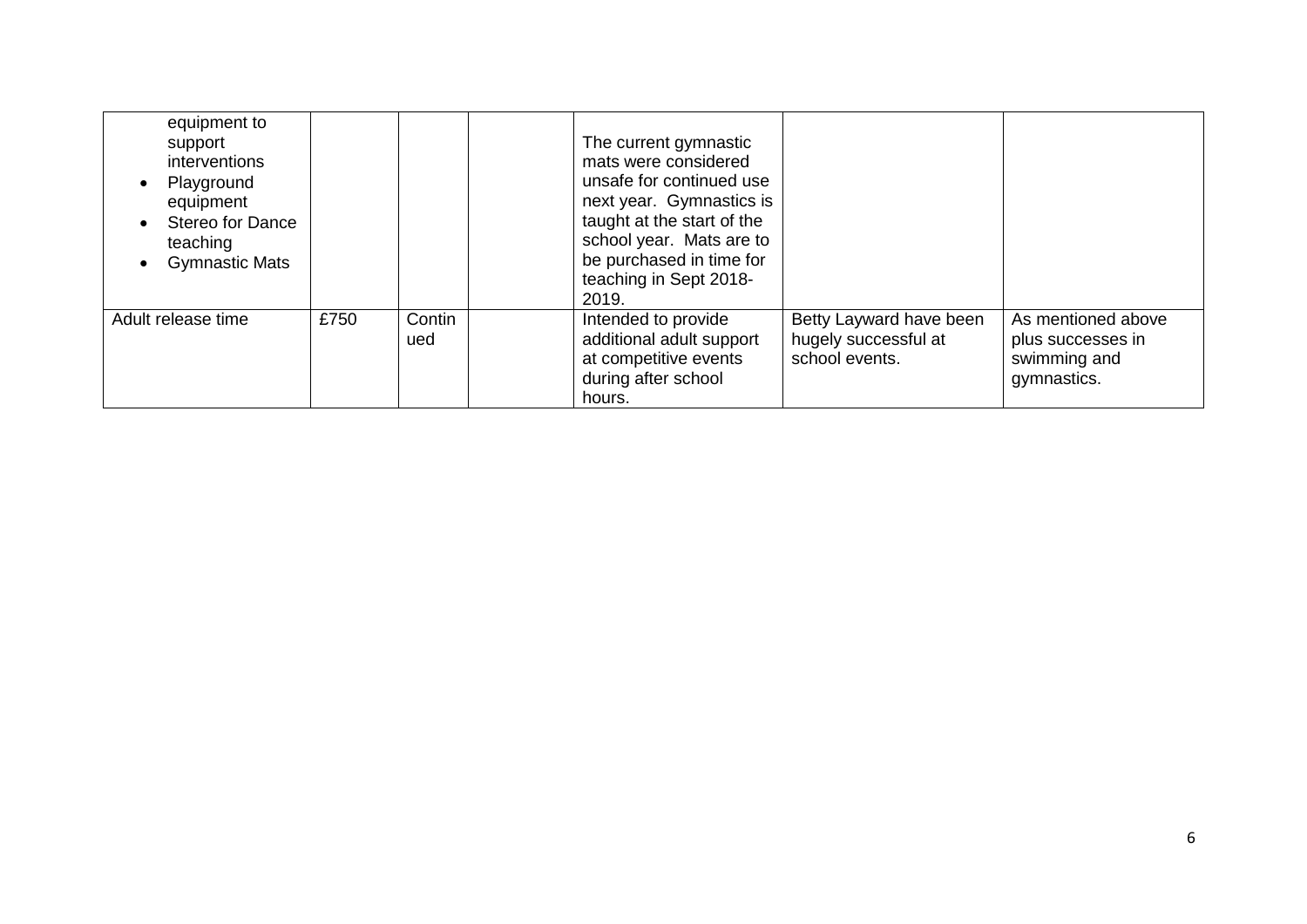| | | | | | | |
|---|---|---|---|---|---|---|
| equipment to support interventions<br>• Playground equipment<br>• Stereo for Dance teaching<br>• Gymnastic Mats | | | | The current gymnastic mats were considered unsafe for continued use next year. Gymnastics is taught at the start of the school year. Mats are to be purchased in time for teaching in Sept 2018-2019. | | |
| Adult release time | £750 | Continued | | Intended to provide additional adult support at competitive events during after school hours. | Betty Layward have been hugely successful at school events. | As mentioned above plus successes in swimming and gymnastics. |